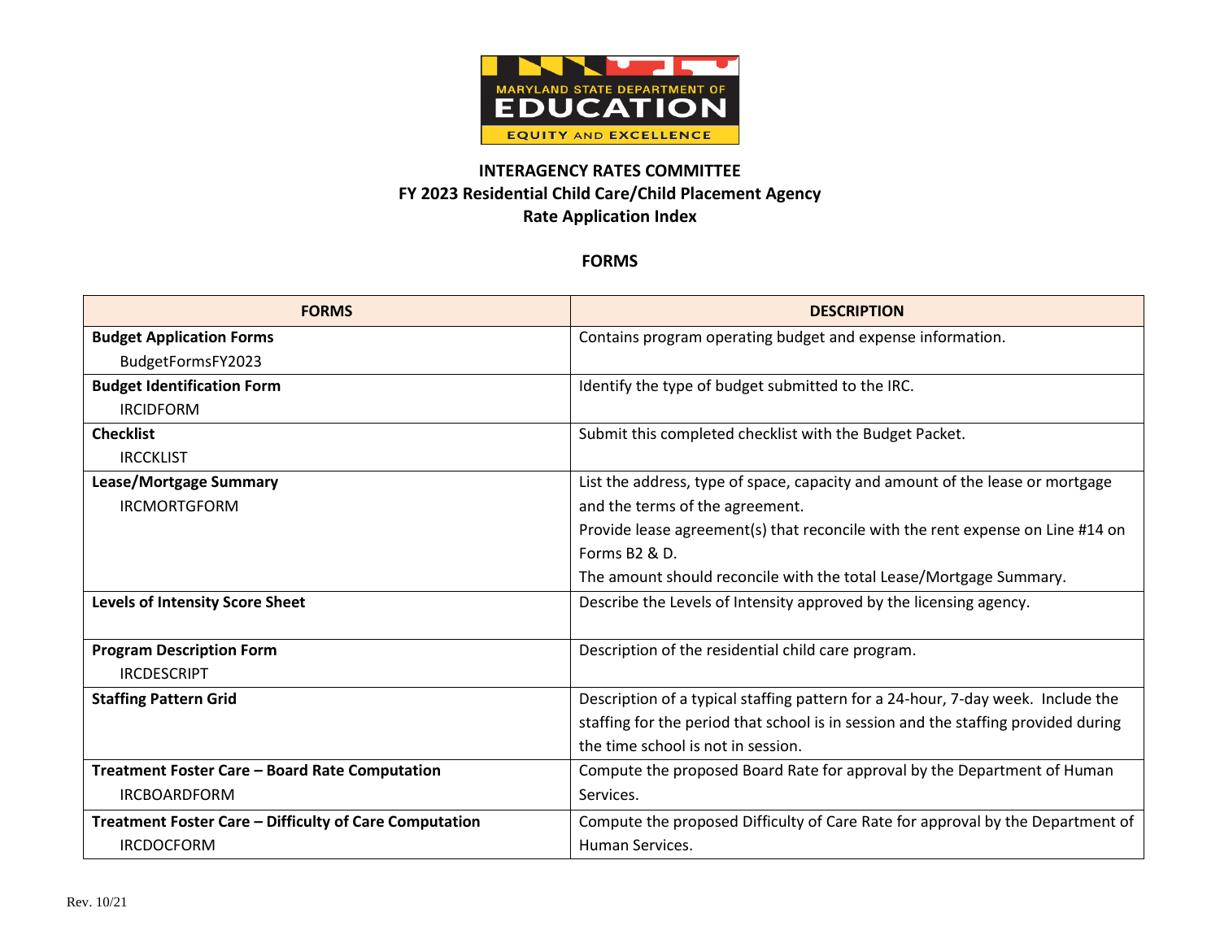**MARYLAND STATE DEPARTMENT OF EDUCATION**
**EQUITY AND EXCELLENCE**

# INTERAGENCY RATES COMMITTEE
## FY 2023 Residential Child Care/Child Placement Agency
## Rate Application Index

### FORMS

| FORMS | DESCRIPTION |
|---|---|
| **Budget Application Forms**<br>BudgetFormsFY2023 | Contains program operating budget and expense information. |
| **Budget Identification Form**<br>IRCIDFORM | Identify the type of budget submitted to the IRC. |
| **Checklist**<br>IRCCKLIST | Submit this completed checklist with the Budget Packet. |
| **Lease/Mortgage Summary**<br>IRCMORTGFORM | List the address, type of space, capacity and amount of the lease or mortgage and the terms of the agreement.<br>Provide lease agreement(s) that reconcile with the rent expense on Line #14 on Forms B2 & D.<br>The amount should reconcile with the total Lease/Mortgage Summary. |
| **Levels of Intensity Score Sheet** | Describe the Levels of Intensity approved by the licensing agency. |
| **Program Description Form**<br>IRCDESCRIPT | Description of the residential child care program. |
| **Staffing Pattern Grid** | Description of a typical staffing pattern for a 24-hour, 7-day week. Include the staffing for the period that school is in session and the staffing provided during the time school is not in session. |
| **Treatment Foster Care – Board Rate Computation**<br>IRCBOARDFORM | Compute the proposed Board Rate for approval by the Department of Human Services. |
| **Treatment Foster Care – Difficulty of Care Computation**<br>IRCDOCFORM | Compute the proposed Difficulty of Care Rate for approval by the Department of Human Services. |

Rev. 10/21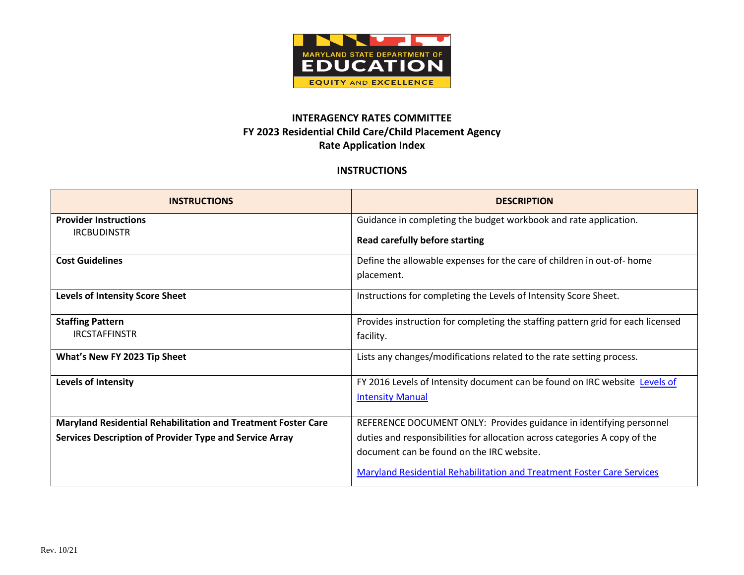# INTERAGENCY RATES COMMITTEE
## FY 2023 Residential Child Care/Child Placement Agency
## Rate Application Index

### INSTRUCTIONS

| INSTRUCTIONS | DESCRIPTION |
|---|---|
| **Provider Instructions** IRCBUDINSTR | Guidance in completing the budget workbook and rate application. **Read carefully before starting** |
| **Cost Guidelines** | Define the allowable expenses for the care of children in out-of- home placement. |
| **Levels of Intensity Score Sheet** | Instructions for completing the Levels of Intensity Score Sheet. |
| **Staffing Pattern** IRCSTAFFINSTR | Provides instruction for completing the staffing pattern grid for each licensed facility. |
| **What's New FY 2023 Tip Sheet** | Lists any changes/modifications related to the rate setting process. |
| **Levels of Intensity** | FY 2016 Levels of Intensity document can be found on IRC website Levels of Intensity Manual |
| **Maryland Residential Rehabilitation and Treatment Foster Care Services Description of Provider Type and Service Array** | REFERENCE DOCUMENT ONLY: Provides guidance in identifying personnel duties and responsibilities for allocation across categories A copy of the document can be found on the IRC website. Maryland Residential Rehabilitation and Treatment Foster Care Services |

Rev. 10/21